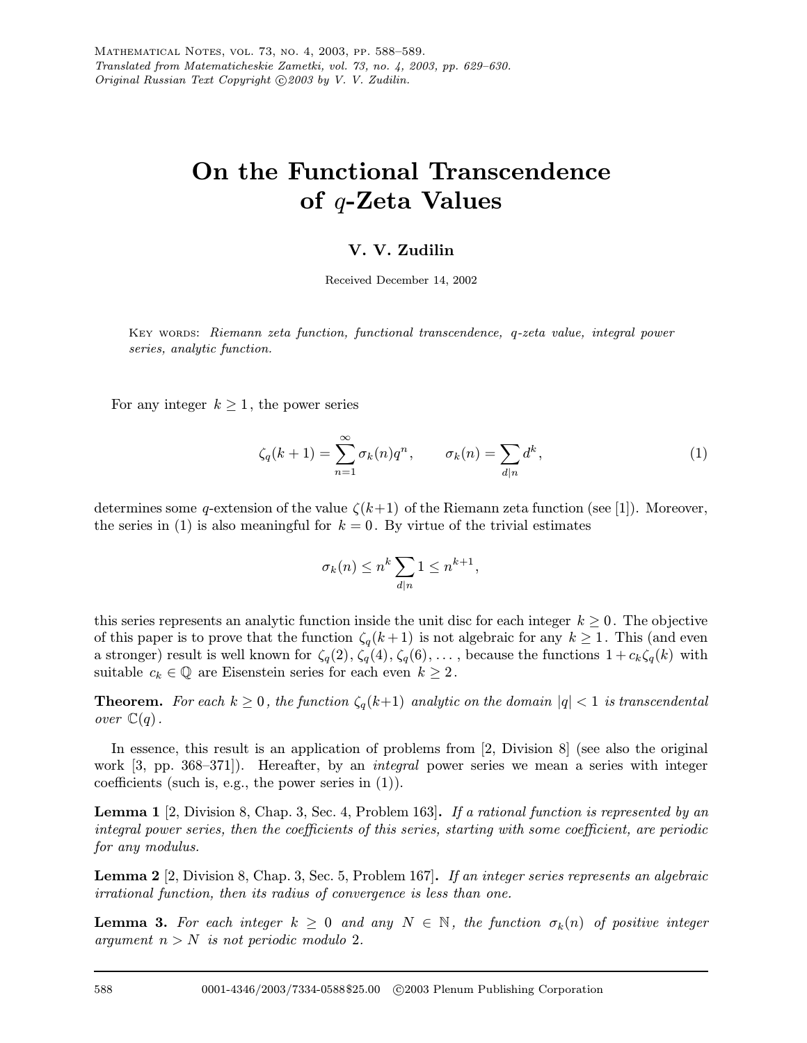Translated from Matematicheskie Zametki, vol. 73, no. 4, 2003, pp. 629–630.
Original Russian Text Copyright ©2003 by V. V. Zudilin.

# On the Functional Transcendence of $q$-Zeta Values

**V. V. Zudilin**

Received December 14, 2002

KEY WORDS: *Riemann zeta function, functional transcendence, q-zeta value, integral power series, analytic function.*

For any integer $k \geq 1$, the power series

$$\zeta_q(k+1) = \sum_{n=1}^{\infty} \sigma_k(n) q^n, \qquad \sigma_k(n) = \sum_{d \mid n} d^k, \tag{1}$$

determines some $q$-extension of the value $\zeta(k+1)$ of the Riemann zeta function (see [1]). Moreover, the series in (1) is also meaningful for $k = 0$. By virtue of the trivial estimates

$$\sigma_k(n) \leq n^k \sum_{d \mid n} 1 \leq n^{k+1},$$

this series represents an analytic function inside the unit disc for each integer $k \geq 0$. The objective of this paper is to prove that the function $\zeta_q(k+1)$ is not algebraic for any $k \geq 1$. This (and even a stronger) result is well known for $\zeta_q(2), \zeta_q(4), \zeta_q(6), \dots$, because the functions $1 + c_k \zeta_q(k)$ with suitable $c_k \in \mathbb{Q}$ are Eisenstein series for each even $k \geq 2$.

**Theorem.** *For each $k \geq 0$, the function $\zeta_q(k+1)$ analytic on the domain $|q| < 1$ is transcendental over $\mathbb{C}(q)$.*

In essence, this result is an application of problems from [2, Division 8] (see also the original work [3, pp. 368–371]). Hereafter, by an *integral* power series we mean a series with integer coefficients (such is, e.g., the power series in (1)).

**Lemma 1** [2, Division 8, Chap. 3, Sec. 4, Problem 163]**.** *If a rational function is represented by an integral power series, then the coefficients of this series, starting with some coefficient, are periodic for any modulus.*

**Lemma 2** [2, Division 8, Chap. 3, Sec. 5, Problem 167]**.** *If an integer series represents an algebraic irrational function, then its radius of convergence is less than one.*

**Lemma 3.** *For each integer $k \geq 0$ and any $N \in \mathbb{N}$, the function $\sigma_k(n)$ of positive integer argument $n > N$ is not periodic modulo 2.*

0001-4346/2003/7334-0588$25.00 ©2003 Plenum Publishing Corporation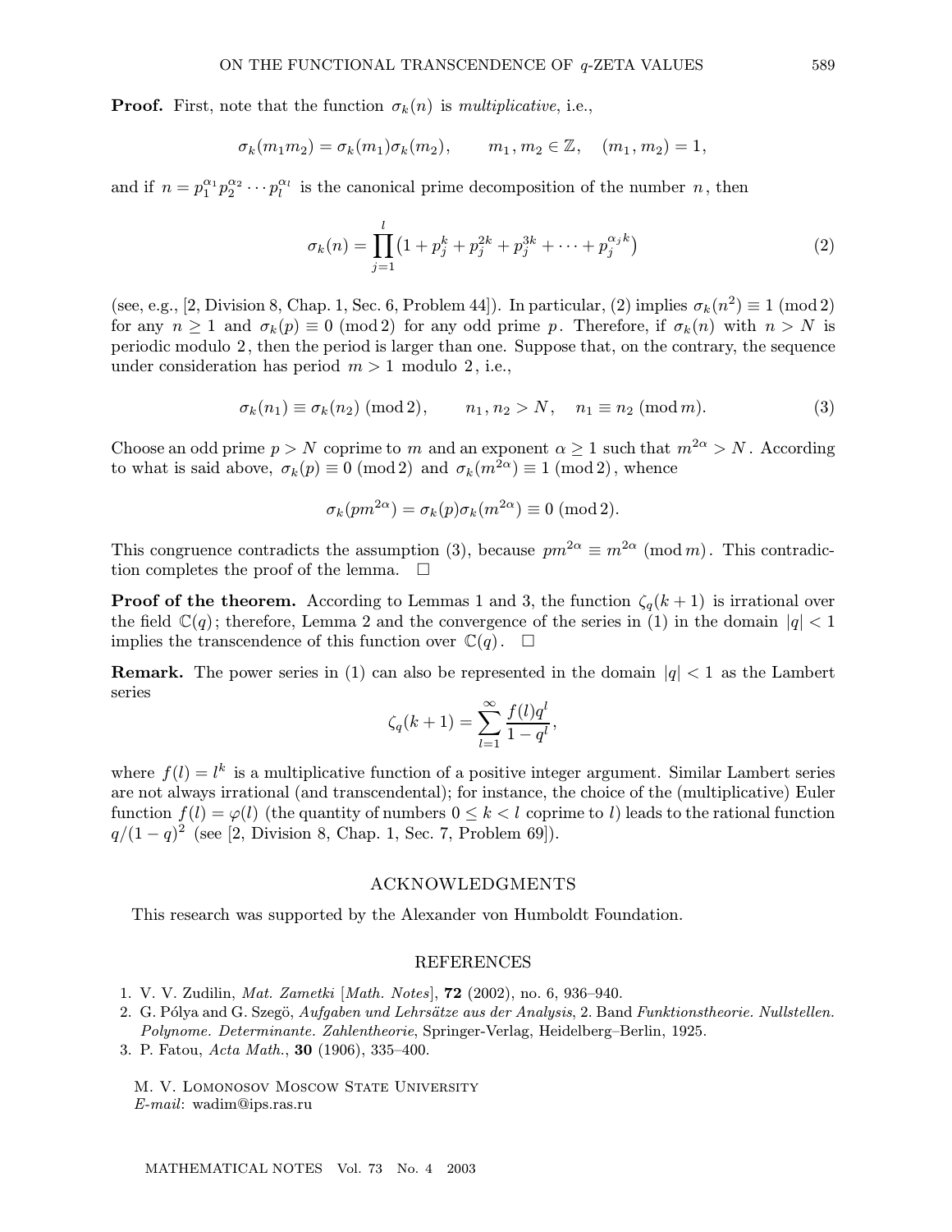**Proof.** First, note that the function $\sigma_k(n)$ is *multiplicative*, i.e.,

$$\sigma_k(m_1 m_2) = \sigma_k(m_1)\sigma_k(m_2), \qquad m_1, m_2 \in \mathbb{Z}, \quad (m_1, m_2) = 1,$$

and if $n = p_1^{\alpha_1} p_2^{\alpha_2} \cdots p_l^{\alpha_l}$ is the canonical prime decomposition of the number $n$, then

$$\sigma_k(n) = \prod_{j=1}^{l} \bigl(1 + p_j^k + p_j^{2k} + p_j^{3k} + \cdots + p_j^{\alpha_j k}\bigr) \tag{2}$$

(see, e.g., [2, Division 8, Chap. 1, Sec. 6, Problem 44]). In particular, (2) implies $\sigma_k(n^2) \equiv 1 \pmod 2$ for any $n \ge 1$ and $\sigma_k(p) \equiv 0 \pmod 2$ for any odd prime $p$. Therefore, if $\sigma_k(n)$ with $n > N$ is periodic modulo 2, then the period is larger than one. Suppose that, on the contrary, the sequence under consideration has period $m > 1$ modulo 2, i.e.,

$$\sigma_k(n_1) \equiv \sigma_k(n_2) \pmod 2, \qquad n_1, n_2 > N, \quad n_1 \equiv n_2 \pmod m. \tag{3}$$

Choose an odd prime $p > N$ coprime to $m$ and an exponent $\alpha \ge 1$ such that $m^{2\alpha} > N$. According to what is said above, $\sigma_k(p) \equiv 0 \pmod 2$ and $\sigma_k(m^{2\alpha}) \equiv 1 \pmod 2$, whence

$$\sigma_k(pm^{2\alpha}) = \sigma_k(p)\sigma_k(m^{2\alpha}) \equiv 0 \pmod 2.$$

This congruence contradicts the assumption (3), because $pm^{2\alpha} \equiv m^{2\alpha} \pmod m$. This contradiction completes the proof of the lemma. $\square$

**Proof of the theorem.** According to Lemmas 1 and 3, the function $\zeta_q(k+1)$ is irrational over the field $\mathbb{C}(q)$; therefore, Lemma 2 and the convergence of the series in (1) in the domain $|q| < 1$ implies the transcendence of this function over $\mathbb{C}(q)$. $\square$

**Remark.** The power series in (1) can also be represented in the domain $|q| < 1$ as the Lambert series

$$\zeta_q(k+1) = \sum_{l=1}^{\infty} \frac{f(l) q^l}{1 - q^l},$$

where $f(l) = l^k$ is a multiplicative function of a positive integer argument. Similar Lambert series are not always irrational (and transcendental); for instance, the choice of the (multiplicative) Euler function $f(l) = \varphi(l)$ (the quantity of numbers $0 \le k < l$ coprime to $l$) leads to the rational function $q/(1-q)^2$ (see [2, Division 8, Chap. 1, Sec. 7, Problem 69]).

## ACKNOWLEDGMENTS

This research was supported by the Alexander von Humboldt Foundation.

## REFERENCES

1. V. V. Zudilin, *Mat. Zametki* [*Math. Notes*], **72** (2002), no. 6, 936–940.
2. G. Pólya and G. Szegö, *Aufgaben und Lehrsätze aus der Analysis*, 2. Band *Funktionstheorie. Nullstellen. Polynome. Determinante. Zahlentheorie*, Springer-Verlag, Heidelberg–Berlin, 1925.
3. P. Fatou, *Acta Math.*, **30** (1906), 335–400.

M. V. Lomonosov Moscow State University
*E-mail*: wadim@ips.ras.ru